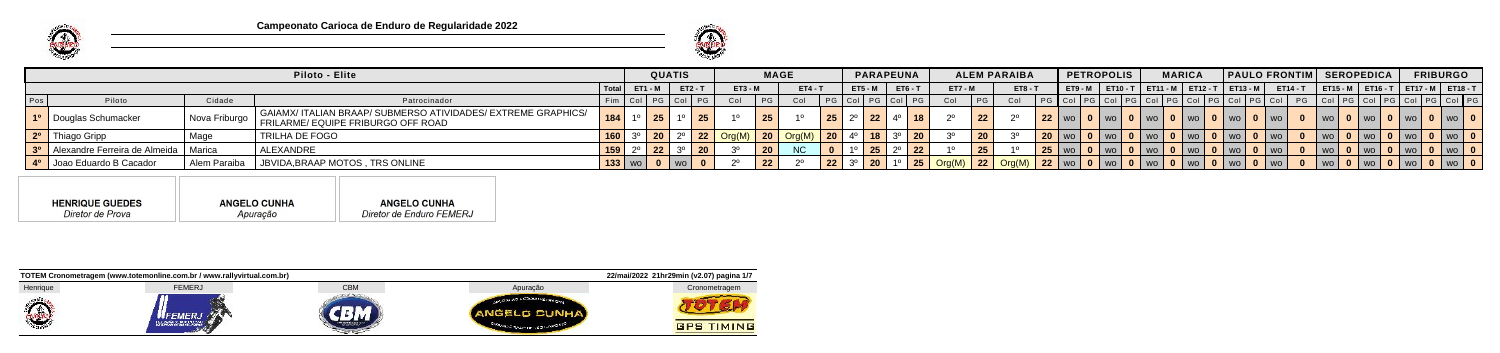# Campeonato Carioca de Enduro de Regularidade 2022

| Piloto - Elite | | | | QUATIS | | | | MAGE | | | | PARAPEUNA | | | | ALEM PARAIBA | | | | PETROPOLIS | | | | MARICA | | | | PAULO FRONTIM | | | | SEROPEDICA | | | | FRIBURGO | | | |
|---|---|---|---|---|---|---|---|---|---|---|---|---|---|---|---|---|---|---|---|---|---|---|---|---|---|---|---|---|---|---|---|---|---|---|---|---|---|---|---|
| | | | Total | ET1 - M | | ET2 - T | | ET3 - M | | ET4 - T | | ET5 - M | | ET6 - T | | ET7 - M | | ET8 - T | | ET9 - M | | ET10 - T | | ET11 - M | | ET12 - T | | ET13 - M | | ET14 - T | | ET15 - M | | ET16 - T | | ET17 - M | | ET18 - T | |
| Pos | Piloto | Cidade | Patrocinador | Fim | Col | PG | Col | PG | Col | PG | Col | PG | Col | PG | Col | PG | Col | PG | Col | PG | Col | PG | Col | PG | Col | PG | Col | PG | Col | PG | Col | PG | Col | PG | Col | PG | Col | PG | Col | PG |
| 1º | Douglas Schumacker | Nova Friburgo | GAIAMX/ ITALIAN BRAAP/ SUBMERSO ATIVIDADES/ EXTREME GRAPHICS/ FRILARME/ EQUIPE FRIBURGO OFF ROAD | 184 | 1º | 25 | 1º | 25 | 1º | 25 | 1º | 25 | 2º | 22 | 4º | 18 | 2º | 22 | 2º | 22 | WO | 0 | WO | 0 | WO | 0 | WO | 0 | WO | 0 | WO | 0 | WO | 0 | WO | 0 | WO | 0 | WO | 0 |
| 2º | Thiago Gripp | Mage | TRILHA DE FOGO | 160 | 3º | 20 | 2º | 22 | Org(M) | 20 | Org(M) | 20 | 4º | 18 | 3º | 20 | 3º | 20 | 3º | 20 | WO | 0 | WO | 0 | WO | 0 | WO | 0 | WO | 0 | WO | 0 | WO | 0 | WO | 0 | WO | 0 | WO | 0 |
| 3º | Alexandre Ferreira de Almeida | Marica | ALEXANDRE | 159 | 2º | 22 | 3º | 20 | 3º | 20 | NC | 0 | 1º | 25 | 2º | 22 | 1º | 25 | 1º | 25 | WO | 0 | WO | 0 | WO | 0 | WO | 0 | WO | 0 | WO | 0 | WO | 0 | WO | 0 | WO | 0 | WO | 0 |
| 4º | Joao Eduardo B Cacador | Alem Paraiba | JBVIDA,BRAAP MOTOS , TRS ONLINE | 133 | WO | 0 | WO | 0 | 2º | 22 | 2º | 22 | 3º | 20 | 1º | 25 | Org(M) | 22 | Org(M) | 22 | WO | 0 | WO | 0 | WO | 0 | WO | 0 | WO | 0 | WO | 0 | WO | 0 | WO | 0 | WO | 0 | WO | 0 |

**HENRIQUE GUEDES**
*Diretor de Prova*

**ANGELO CUNHA**
*Apuração*

**ANGELO CUNHA**
*Diretor de Enduro FEMERJ*

TOTEM Cronometragem (www.totemonline.com.br / www.rallyvirtual.com.br) — 22/mai/2022 21hr29min (v2.07)

Henrique | FEMERJ | CBM | Apuração | Cronometragem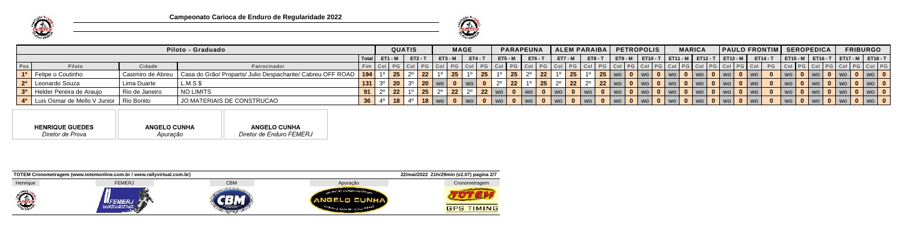# Campeonato Carioca de Enduro de Regularidade 2022

| Piloto - Graduado | | | | QUATIS | | | | MAGE | | | | PARAPEUNA | | | | ALEM PARAIBA | | | | PETROPOLIS | | | | MARICA | | | | PAULO FRONTIM | | | | SEROPEDICA | | | | FRIBURGO | | | |
|---|---|---|---|---|---|---|---|---|---|---|---|---|---|---|---|---|---|---|---|---|---|---|---|---|---|---|---|---|---|---|---|---|---|---|---|---|---|---|---|
| | | | **Total** | ET1 - M | | ET2 - T | | ET3 - M | | ET4 - T | | ET5 - M | | ET6 - T | | ET7 - M | | ET8 - T | | ET9 - M | | ET10 - T | | ET11 - M | | ET12 - T | | ET13 - M | | ET14 - T | | ET15 - M | | ET16 - T | | ET17 - M | | ET18 - T | |
| Pos | Piloto | Cidade | Patrocinador | Fim | Col | PG | Col | PG | Col | PG | Col | PG | Col | PG | Col | PG | Col | PG | Col | PG | Col | PG | Col | PG | Col | PG | Col | PG | Col | PG | Col | PG | Col | PG | Col | PG | Col | PG | Col | PG |
| **1º** | Felipe o Coutinho | Casimiro de Abreu | Casa do Grão/ Proparts/ Julio Despachante/ Cabreu OFF ROAD | **194** | 1º | **25** | 2º | **22** | 1º | **25** | 1º | **25** | 1º | **25** | 2º | **22** | 1º | **25** | 1º | **25** | WO | **0** | WO | **0** | WO | **0** | WO | **0** | WO | **0** | WO | **0** | WO | **0** | WO | **0** | WO | **0** | WO | **0** |
| **2º** | Leonardo Souza | Lima Duarte | L.M.S $ | **131** | 3º | **20** | 3º | **20** | WO | **0** | WO | **0** | 2º | **22** | 1º | **25** | 2º | **22** | 2º | **22** | WO | **0** | WO | **0** | WO | **0** | WO | **0** | WO | **0** | WO | **0** | WO | **0** | WO | **0** | WO | **0** | WO | **0** |
| **3º** | Helder Pereira de Araujo | Rio de Janeiro | NO LIMITS | **91** | 2º | **22** | 1º | **25** | 2º | **22** | 2º | **22** | WO | **0** | WO | **0** | WO | **0** | WO | **0** | WO | **0** | WO | **0** | WO | **0** | WO | **0** | WO | **0** | WO | **0** | WO | **0** | WO | **0** | WO | **0** | WO | **0** |
| **4º** | Luis Osmar de Mello V Junior | Rio Bonito | JO MATERIAIS DE CONSTRUCAO | **36** | 4º | **18** | 4º | **18** | WO | **0** | WO | **0** | WO | **0** | WO | **0** | WO | **0** | WO | **0** | WO | **0** | WO | **0** | WO | **0** | WO | **0** | WO | **0** | WO | **0** | WO | **0** | WO | **0** | WO | **0** | WO | **0** |

| **HENRIQUE GUEDES** | **ANGELO CUNHA** | **ANGELO CUNHA** |
|---|---|---|
| *Diretor de Prova* | *Apuração* | *Diretor de Enduro FEMERJ* |

TOTEM Cronometragem (www.totemonline.com.br / www.rallyvirtual.com.br) — 22/mai/2022 21hr29min (v2.07) página 2/7

Henrique | FEMERJ | CBM | Apuração | Cronometragem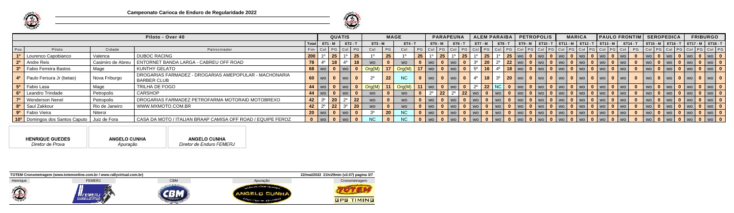# Campeonato Carioca de Enduro de Regularidade 2022

| Piloto - Over 40 | | | | | QUATIS | | | | MAGE | | | | PARAPEUNA | | | | ALEM PARAIBA | | | | PETROPOLIS | | | | MARICA | | | | PAULO FRONTIM | | | | SEROPEDICA | | | | FRIBURGO | | | |
|---|---|---|---|---|---|---|---|---|---|---|---|---|---|---|---|---|---|---|---|---|---|---|---|---|---|---|---|---|---|---|---|---|---|---|---|---|---|---|---|---|
| | | | | Total | ET1 - M | | ET2 - T | | ET3 - M | | ET4 - T | | ET5 - M | | ET6 - T | | ET7 - M | | ET8 - T | | ET9 - M | | ET10 - T | | ET11 - M | | ET12 - T | | ET13 - M | | ET14 - T | | ET15 - M | | ET16 - T | | ET17 - M | | ET18 - T | |
| Pos | Piloto | Cidade | Patrocinador | Fim | Col | PG | Col | PG | Col | PG | Col | PG | Col | PG | Col | PG | Col | PG | Col | PG | Col | PG | Col | PG | Col | PG | Col | PG | Col | PG | Col | PG | Col | PG | Col | PG | Col | PG | Col | PG |
| 1º | Lourenco Capobianco | Valenca | DUBOC RACING | 200 | 1º | 25 | 1º | 25 | 1º | 25 | 1º | 25 | 1º | 25 | 1º | 25 | 1º | 25 | 1º | 25 | WO | 0 | WO | 0 | WO | 0 | WO | 0 | WO | 0 | WO | 0 | WO | 0 | WO | 0 | WO | 0 | WO | 0 |
| 2º | Andre Reis | Casimiro de Abreu | ENTORNET BANDA LARGA - CABREU OFF ROAD | 78 | 4º | 18 | 4º | 18 | WO | 0 | WO | 0 | WO | 0 | WO | 0 | 3º | 20 | 2º | 22 | WO | 0 | WO | 0 | WO | 0 | WO | 0 | WO | 0 | WO | 0 | WO | 0 | WO | 0 | WO | 0 | WO | 0 |
| 3º | Fabio Ferreira Bastos | Mage | KUNTHY GELATO | 68 | WO | 0 | WO | 0 | Org(M) | 17 | Org(M) | 17 | WO | 0 | WO | 0 | 5º | 16 | 4º | 18 | WO | 0 | WO | 0 | WO | 0 | WO | 0 | WO | 0 | WO | 0 | WO | 0 | WO | 0 | WO | 0 | WO | 0 |
| 4º | Paulo Fersura Jr (betao) | Nova Friburgo | DROGARIAS FARMADEZ - DROGARIAS AMEPOPULAR - MACHONARIA BARBER CLUB | 60 | WO | 0 | WO | 0 | 2º | 22 | NC | 0 | WO | 0 | WO | 0 | 4º | 18 | 3º | 20 | WO | 0 | WO | 0 | WO | 0 | WO | 0 | WO | 0 | WO | 0 | WO | 0 | WO | 0 | WO | 0 | WO | 0 |
| 5º | Fabio Lasa | Mage | TRILHA DE FOGO | 44 | WO | 0 | WO | 0 | Org(M) | 11 | Org(M) | 11 | WO | 0 | WO | 0 | 2º | 22 | NC | 0 | WO | 0 | WO | 0 | WO | 0 | WO | 0 | WO | 0 | WO | 0 | WO | 0 | WO | 0 | WO | 0 | WO | 0 |
| 6º | Leandro Trindade | Petropolis | CARSHOP | 44 | WO | 0 | WO | 0 | WO | 0 | WO | 0 | 2º | 22 | 2º | 22 | WO | 0 | WO | 0 | WO | 0 | WO | 0 | WO | 0 | WO | 0 | WO | 0 | WO | 0 | WO | 0 | WO | 0 | WO | 0 | WO | 0 |
| 7º | Wenderson Nenel | Petropolis | DROGARIAS FARMADEZ PETROFARMA MOTORAID MOTOBREXO | 42 | 3º | 20 | 2º | 22 | WO | 0 | WO | 0 | WO | 0 | WO | 0 | WO | 0 | WO | 0 | WO | 0 | WO | 0 | WO | 0 | WO | 0 | WO | 0 | WO | 0 | WO | 0 | WO | 0 | WO | 0 | WO | 0 |
| 8º | Saul Zakkour | Rio de Janeiro | WWW.MXMOTO.COM.BR | 42 | 2º | 22 | 3º | 20 | WO | 0 | WO | 0 | WO | 0 | WO | 0 | WO | 0 | WO | 0 | WO | 0 | WO | 0 | WO | 0 | WO | 0 | WO | 0 | WO | 0 | WO | 0 | WO | 0 | WO | 0 | WO | 0 |
| 9º | Fabio Vieira | Niteroi | | 20 | WO | 0 | WO | 0 | 3º | 20 | NC | 0 | WO | 0 | WO | 0 | WO | 0 | WO | 0 | WO | 0 | WO | 0 | WO | 0 | WO | 0 | WO | 0 | WO | 0 | WO | 0 | WO | 0 | WO | 0 | WO | 0 |
| 10º | Domingos dos Santos Caputo | Juiz de Fora | CASA DA MOTO / ITALIAN BRAAP CAMISA OFF ROAD / EQUIPE FEROZ | 0 | WO | 0 | WO | 0 | NC | 0 | NC | 0 | WO | 0 | WO | 0 | WO | 0 | WO | 0 | WO | 0 | WO | 0 | WO | 0 | WO | 0 | WO | 0 | WO | 0 | WO | 0 | WO | 0 | WO | 0 | WO | 0 |

**HENRIQUE GUEDES**
*Diretor de Prova*

**ANGELO CUNHA**
*Apuração*

**ANGELO CUNHA**
*Diretor de Enduro FEMERJ*

TOTEM Cronometragem (www.totemonline.com.br / www.rallyvirtual.com.br) — 22/mai/2022 21hr29min (v2.07)

| Henrique | FEMERJ | CBM | Apuração | Cronometragem |
|---|---|---|---|---|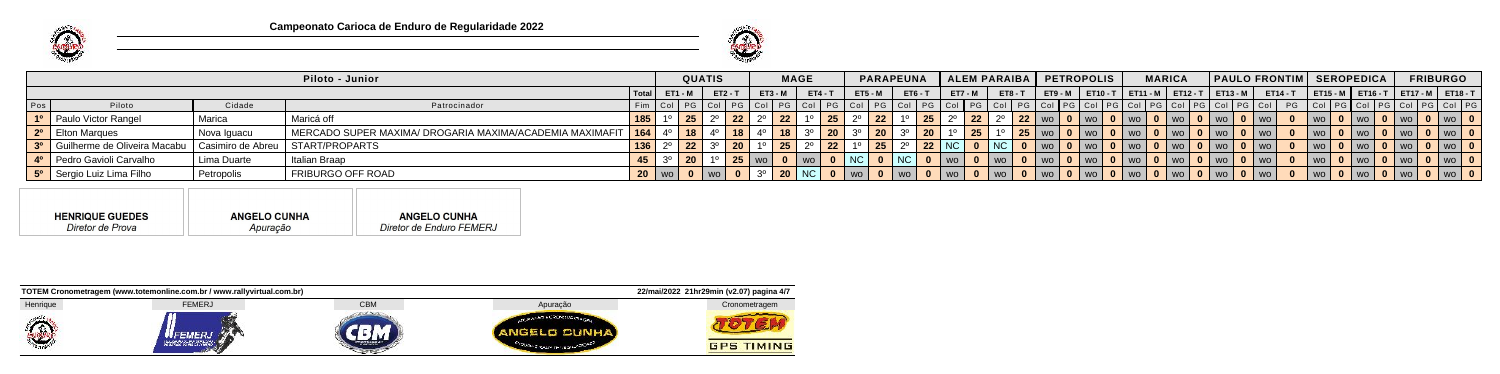# Campeonato Carioca de Enduro de Regularidade 2022

| Piloto - Junior | | | | QUATIS | | | | MAGE | | | | PARAPEUNA | | | | ALEM PARAIBA | | | | PETROPOLIS | | | | MARICA | | | | PAULO FRONTIM | | | | SEROPEDICA | | | | FRIBURGO | | | |
|---|---|---|---|---|---|---|---|---|---|---|---|---|---|---|---|---|---|---|---|---|---|---|---|---|---|---|---|---|---|---|---|---|---|---|---|---|---|---|---|
| | | | Total | ET1 - M | | ET2 - T | | ET3 - M | | ET4 - T | | ET5 - M | | ET6 - T | | ET7 - M | | ET8 - T | | ET9 - M | | ET10 - T | | ET11 - M | | ET12 - T | | ET13 - M | | ET14 - T | | ET15 - M | | ET16 - T | | ET17 - M | | ET18 - T | |
| Pos | Piloto | Cidade | Patrocinador | Fim | Col | PG | Col | PG | Col | PG | Col | PG | Col | PG | Col | PG | Col | PG | Col | PG | Col | PG | Col | PG | Col | PG | Col | PG | Col | PG | Col | PG | Col | PG | Col | PG | Col | PG | Col | PG |
| 1º | Paulo Victor Rangel | Marica | Maricá off | 185 | 1º | 25 | 2º | 22 | 2º | 22 | 1º | 25 | 2º | 22 | 1º | 25 | 2º | 22 | 2º | 22 | wo | 0 | wo | 0 | wo | 0 | wo | 0 | wo | 0 | wo | 0 | wo | 0 | wo | 0 | wo | 0 | wo | 0 |
| 2º | Elton Marques | Nova Iguacu | MERCADO SUPER MAXIMA/ DROGARIA MAXIMA/ACADEMIA MAXIMAFIT | 164 | 4º | 18 | 4º | 18 | 4º | 18 | 3º | 20 | 3º | 20 | 3º | 20 | 1º | 25 | 1º | 25 | wo | 0 | wo | 0 | wo | 0 | wo | 0 | wo | 0 | wo | 0 | wo | 0 | wo | 0 | wo | 0 | wo | 0 |
| 3º | Guilherme de Oliveira Macabu | Casimiro de Abreu | START/PROPARTS | 136 | 2º | 22 | 3º | 20 | 1º | 25 | 2º | 22 | 1º | 25 | 2º | 22 | NC | 0 | NC | 0 | wo | 0 | wo | 0 | wo | 0 | wo | 0 | wo | 0 | wo | 0 | wo | 0 | wo | 0 | wo | 0 | wo | 0 |
| 4º | Pedro Gavioli Carvalho | Lima Duarte | Italian Braap | 45 | 3º | 20 | 1º | 25 | wo | 0 | wo | 0 | NC | 0 | NC | 0 | wo | 0 | wo | 0 | wo | 0 | wo | 0 | wo | 0 | wo | 0 | wo | 0 | wo | 0 | wo | 0 | wo | 0 | wo | 0 | wo | 0 |
| 5º | Sergio Luiz Lima Filho | Petropolis | FRIBURGO OFF ROAD | 20 | wo | 0 | wo | 0 | 3º | 20 | NC | 0 | wo | 0 | wo | 0 | wo | 0 | wo | 0 | wo | 0 | wo | 0 | wo | 0 | wo | 0 | wo | 0 | wo | 0 | wo | 0 | wo | 0 | wo | 0 | wo | 0 |

| **HENRIQUE GUEDES** | **ANGELO CUNHA** | **ANGELO CUNHA** |
|---|---|---|
| *Diretor de Prova* | *Apuração* | *Diretor de Enduro FEMERJ* |

**TOTEM Cronometragem (www.totemonline.com.br / www.rallyvirtual.com.br)** — 22/mai/2022 21h29min (v2.07) pagina 4/7

Henrique | FEMERJ | CBM | Apuração | Cronometragem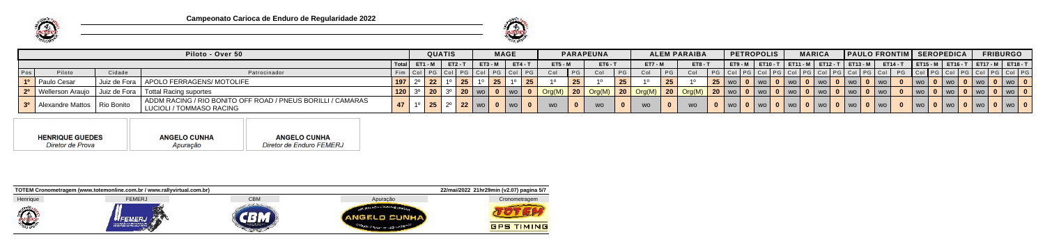# Campeonato Carioca de Enduro de Regularidade 2022

| Piloto - Over 50 | | | | | QUATIS | | | | MAGE | | | | PARAPEUNA | | | | ALEM PARAIBA | | | | PETROPOLIS | | | | MARICA | | | | PAULO FRONTIM | | | | SEROPEDICA | | | | FRIBURGO | | | |
|---|---|---|---|---|---|---|---|---|---|---|---|---|---|---|---|---|---|---|---|---|---|---|---|---|---|---|---|---|---|---|---|---|---|---|---|---|---|---|---|---|
| | | | | Total | ET1 - M | | ET2 - T | | ET3 - M | | ET4 - T | | ET5 - M | | ET6 - T | | ET7 - M | | ET8 - T | | ET9 - M | | ET10 - T | | ET11 - M | | ET12 - T | | ET13 - M | | ET14 - T | | ET15 - M | | ET16 - T | | ET17 - M | | ET18 - T | |
| Pos | Piloto | Cidade | Patrocinador | Fim | Col | PG | Col | PG | Col | PG | Col | PG | Col | PG | Col | PG | Col | PG | Col | PG | Col | PG | Col | PG | Col | PG | Col | PG | Col | PG | Col | PG | Col | PG | Col | PG | Col | PG | Col | PG |
| 1º | Paulo Cesar | Juiz de Fora | APOLO FERRAGENS/ MOTOLIFE | 197 | 2º | 22 | 1º | 25 | 1º | 25 | 1º | 25 | 1º | 25 | 1º | 25 | 1º | 25 | 1º | 25 | wo | 0 | wo | 0 | wo | 0 | wo | 0 | wo | 0 | wo | 0 | wo | 0 | wo | 0 | wo | 0 | wo | 0 |
| 2º | Wellerson Araujo | Juiz de Fora | Tottal Racing suportes | 120 | 3º | 20 | 3º | 20 | wo | 0 | wo | 0 | Org(M) | 20 | Org(M) | 20 | Org(M) | 20 | Org(M) | 20 | wo | 0 | wo | 0 | wo | 0 | wo | 0 | wo | 0 | wo | 0 | wo | 0 | wo | 0 | wo | 0 | wo | 0 |
| 3º | Alexandre Mattos | Rio Bonito | ADDM RACING / RIO BONITO OFF ROAD / PNEUS BORILLI / CAMARAS LUCIOLI / TOMMASO RACING | 47 | 1º | 25 | 2º | 22 | wo | 0 | wo | 0 | wo | 0 | wo | 0 | wo | 0 | wo | 0 | wo | 0 | wo | 0 | wo | 0 | wo | 0 | wo | 0 | wo | 0 | wo | 0 | wo | 0 | wo | 0 | wo | 0 |

**HENRIQUE GUEDES**
*Diretor de Prova*

**ANGELO CUNHA**
*Apuração*

**ANGELO CUNHA**
*Diretor de Enduro FEMERJ*

TOTEM Cronometragem (www.totemonline.com.br / www.rallyvirtual.com.br) 22/mai/2022 21hr29min (v2.07)

Henrique | FEMERJ | CBM | Apuração | Cronometragem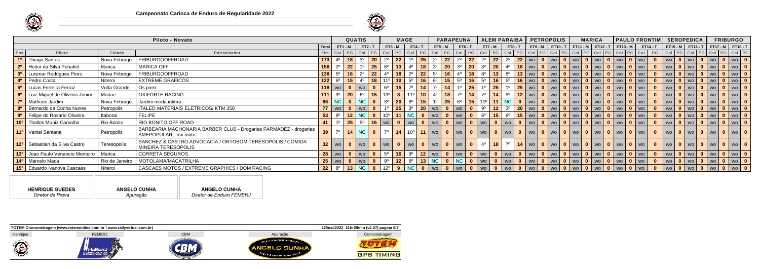# Campeonato Carioca de Enduro de Regularidade 2022

| Piloto - Novato | | | | | QUATIS | | | | MAGE | | | | PARAPEUNA | | | | ALEM PARAIBA | | | | PETROPOLIS | | | | MARICA | | | | PAULO FRONTIM | | | | SEROPEDICA | | | | FRIBURGO | | | |
|---|---|---|---|---|---|---|---|---|---|---|---|---|---|---|---|---|---|---|---|---|---|---|---|---|---|---|---|---|---|---|---|---|---|---|---|---|---|---|---|---|
| | | | | Total | ET1 - M | | ET2 - T | | ET3 - M | | ET4 - T | | ET5 - M | | ET6 - T | | ET7 - M | | ET8 - T | | ET9 - M | | ET10 - T | | ET11 - M | | ET12 - T | | ET13 - M | | ET14 - T | | ET15 - M | | ET16 - T | | ET17 - M | | ET18 - T | |
| Pos | Piloto | Cidade | Patrocinador | Fim | Col | PG | Col | PG | Col | PG | Col | PG | Col | PG | Col | PG | Col | PG | Col | PG | Col | PG | Col | PG | Col | PG | Col | PG | Col | PG | Col | PG | Col | PG | Col | PG | Col | PG | Col | PG |
| 1º | Thiago Santos | Nova Friburgo | FRIBURGOOFFROAD | 173 | 4º | 18 | 3º | 20 | 2º | 22 | 1º | 25 | 2º | 22 | 2º | 22 | 2º | 22 | 2º | 22 | WO | 0 | WO | 0 | WO | 0 | WO | 0 | WO | 0 | WO | 0 | WO | 0 | WO | 0 | WO | 0 | WO | 0 |
| 2º | Heitor da Silva Penafiel | Marica | MARICA OFF | 156 | 2º | 22 | 1º | 25 | 8º | 13 | 4º | 18 | 3º | 20 | 3º | 20 | 3º | 20 | 4º | 18 | WO | 0 | WO | 0 | WO | 0 | WO | 0 | WO | 0 | WO | 0 | WO | 0 | WO | 0 | WO | 0 | WO | 0 |
| 3º | Luismar Rodrigues Pires | Nova Friburgo | FRIBURGOOFFROAD | 138 | 5º | 16 | 2º | 22 | 4º | 18 | 2º | 22 | 5º | 16 | 4º | 18 | 8º | 13 | 8º | 13 | WO | 0 | WO | 0 | WO | 0 | WO | 0 | WO | 0 | WO | 0 | WO | 0 | WO | 0 | WO | 0 | WO | 0 |
| 4º | Pedro Costa | Niteroi | EXTREME GRAFICOS | 122 | 6º | 15 | 4º | 18 | 11º | 10 | 5º | 16 | 6º | 15 | 5º | 16 | 5º | 16 | 5º | 16 | WO | 0 | WO | 0 | WO | 0 | WO | 0 | WO | 0 | WO | 0 | WO | 0 | WO | 0 | WO | 0 | WO | 0 |
| 5º | Lucas Ferreira Ferraz | Volta Grande | Os pirex | 118 | WO | 0 | WO | 0 | 6º | 15 | 7º | 14 | 7º | 14 | 1º | 25 | 1º | 25 | 1º | 25 | WO | 0 | WO | 0 | WO | 0 | WO | 0 | WO | 0 | WO | 0 | WO | 0 | WO | 0 | WO | 0 | WO | 0 |
| 6º | Luiz Miguel de Oliveira Junior | Muriae | OXIFORTE RACING | 111 | 3º | 20 | 6º | 15 | 13º | 8 | 11º | 10 | 4º | 18 | 7º | 14 | 7º | 14 | 9º | 12 | WO | 0 | WO | 0 | WO | 0 | WO | 0 | WO | 0 | WO | 0 | WO | 0 | WO | 0 | WO | 0 | WO | 0 |
| 7º | Matheus Jardim | Nova Friburgo | Jardim moda intima | 86 | NC | 0 | NC | 0 | 3º | 20 | 6º | 15 | 1º | 25 | 6º | 15 | 10º | 11 | NC | 0 | WO | 0 | WO | 0 | WO | 0 | WO | 0 | WO | 0 | WO | 0 | WO | 0 | WO | 0 | WO | 0 | WO | 0 |
| 8º | Bernardo da Cunha Nunes | Petropolis | ITALED MATERIAIS ELETRICOS/ KTM 350 | 77 | WO | 0 | WO | 0 | 1º | 25 | 3º | 20 | WO | 0 | WO | 0 | 9º | 12 | 3º | 20 | WO | 0 | WO | 0 | WO | 0 | WO | 0 | WO | 0 | WO | 0 | WO | 0 | WO | 0 | WO | 0 | WO | 0 |
| 9º | Felipe do Rosario Oliveira | Itaborai | FELIPE | 53 | 9º | 12 | NC | 0 | 10º | 11 | NC | 0 | WO | 0 | WO | 0 | 6º | 15 | 6º | 15 | WO | 0 | WO | 0 | WO | 0 | WO | 0 | WO | 0 | WO | 0 | WO | 0 | WO | 0 | WO | 0 | WO | 0 |
| 10º | Thalles Muniz Carvalho | Rio Bonito | RIO BONITO OFF ROAD | 41 | 1º | 25 | 5º | 16 | WO | 0 | WO | 0 | WO | 0 | WO | 0 | WO | 0 | WO | 0 | WO | 0 | WO | 0 | WO | 0 | WO | 0 | WO | 0 | WO | 0 | WO | 0 | WO | 0 | WO | 0 | WO | 0 |
| 11º | Vaniel Santana | Petropolis | BARBEARIA MACHONARIA BARBER CLUB - Drogarias FARMADEZ - drogarias AMEPOPULAR - mx moto | 39 | 7º | 14 | NC | 0 | 7º | 14 | 10º | 11 | WO | 0 | WO | 0 | WO | 0 | WO | 0 | WO | 0 | WO | 0 | WO | 0 | WO | 0 | WO | 0 | WO | 0 | WO | 0 | WO | 0 | WO | 0 | WO | 0 |
| 12º | Sebastian da Silva Castro | Teresopolis | SANCHEZ & CASTRO ADVOCACIA / ORTOBOM TERESOPOLIS / COMIDA MINEIRA TERESOPOLIS | 32 | WO | 0 | WO | 0 | WO | 0 | WO | 0 | WO | 0 | WO | 0 | 4º | 18 | 7º | 14 | WO | 0 | WO | 0 | WO | 0 | WO | 0 | WO | 0 | WO | 0 | WO | 0 | WO | 0 | WO | 0 | WO | 0 |
| 13º | Joao Paulo Venancio Monteiro | Marica | CORRETA SEGUROS | 28 | WO | 0 | WO | 0 | 5º | 16 | 9º | 12 | WO | 0 | WO | 0 | WO | 0 | WO | 0 | WO | 0 | WO | 0 | WO | 0 | WO | 0 | WO | 0 | WO | 0 | WO | 0 | WO | 0 | WO | 0 | WO | 0 |
| 14º | Marcelo Maca | Rio de Janeiro | MOTOLAMA/MACATRILHA | 25 | WO | 0 | WO | 0 | 9º | 12 | 8º | 13 | NC | 0 | NC | 0 | WO | 0 | WO | 0 | WO | 0 | WO | 0 | WO | 0 | WO | 0 | WO | 0 | WO | 0 | WO | 0 | WO | 0 | WO | 0 | WO | 0 |
| 15º | Eduardo Ivanova Cascaes | Niteroi | CASCAES MOTOS / EXTREME GRAPHICS / DOM RACING | 22 | 8º | 13 | NC | 0 | 12º | 9 | NC | 0 | WO | 0 | WO | 0 | WO | 0 | WO | 0 | WO | 0 | WO | 0 | WO | 0 | WO | 0 | WO | 0 | WO | 0 | WO | 0 | WO | 0 | WO | 0 | WO | 0 |

**HENRIQUE GUEDES**
*Diretor de Prova*

**ANGELO CUNHA**
*Apuração*

**ANGELO CUNHA**
*Diretor de Enduro FEMERJ*

TOTEM Cronometragem (www.totemonline.com.br / www.rallyvirtual.com.br) — 22/mai/2022 21hr29min (v2.07)

Henrique | FEMERJ | CBM | Apuração | Cronometragem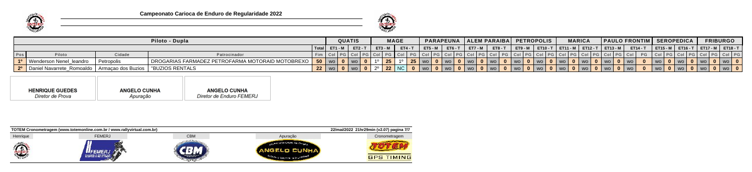# Campeonato Carioca de Enduro de Regularidade 2022

| Piloto - Dupla | | | | | QUATIS | | | | MAGE | | | | PARAPEUNA | | | | ALEM PARAIBA | | | | PETROPOLIS | | | | MARICA | | | | PAULO FRONTIM | | | | SEROPEDICA | | | | FRIBURGO | | | |
|---|---|---|---|---|---|---|---|---|---|---|---|---|---|---|---|---|---|---|---|---|---|---|---|---|---|---|---|---|---|---|---|---|---|---|---|---|---|---|---|---|
| | | | | Total | ET1 - M | | ET2 - T | | ET3 - M | | ET4 - T | | ET5 - M | | ET6 - T | | ET7 - M | | ET8 - T | | ET9 - M | | ET10 - T | | ET11 - M | | ET12 - T | | ET13 - M | | ET14 - T | | ET15 - M | | ET16 - T | | ET17 - M | | ET18 - T | |
| Pos | Piloto | Cidade | Patrocinador | Fim | Col | PG | Col | PG | Col | PG | Col | PG | Col | PG | Col | PG | Col | PG | Col | PG | Col | PG | Col | PG | Col | PG | Col | PG | Col | PG | Col | PG | Col | PG | Col | PG | Col | PG | Col | PG |
| 1º | Wenderson Nenel_leandro | Petropolis | DROGARIAS FARMADEZ PETROFARMA MOTORAID MOTOBREXO | 50 | wo | 0 | wo | 0 | 1º | 25 | 1º | 25 | wo | 0 | wo | 0 | wo | 0 | wo | 0 | wo | 0 | wo | 0 | wo | 0 | wo | 0 | wo | 0 | wo | 0 | wo | 0 | wo | 0 | wo | 0 | wo | 0 |
| 2º | Daniel Navarrete_Romoaldo | Armaçao dos Buzios | "BUZIOS RENTALS | 22 | wo | 0 | wo | 0 | 2º | 22 | NC | 0 | wo | 0 | wo | 0 | wo | 0 | wo | 0 | wo | 0 | wo | 0 | wo | 0 | wo | 0 | wo | 0 | wo | 0 | wo | 0 | wo | 0 | wo | 0 | wo | 0 |

**HENRIQUE GUEDES**
*Diretor de Prova*

**ANGELO CUNHA**
*Apuração*

**ANGELO CUNHA**
*Diretor de Enduro FEMERJ*

TOTEM Cronometragem (www.totemonline.com.br / www.rallyvirtual.com.br) — 22/mai/2022 21hr29min (v2.07)

| Henrique | FEMERJ | CBM | Apuração | Cronometragem |
|---|---|---|---|---|